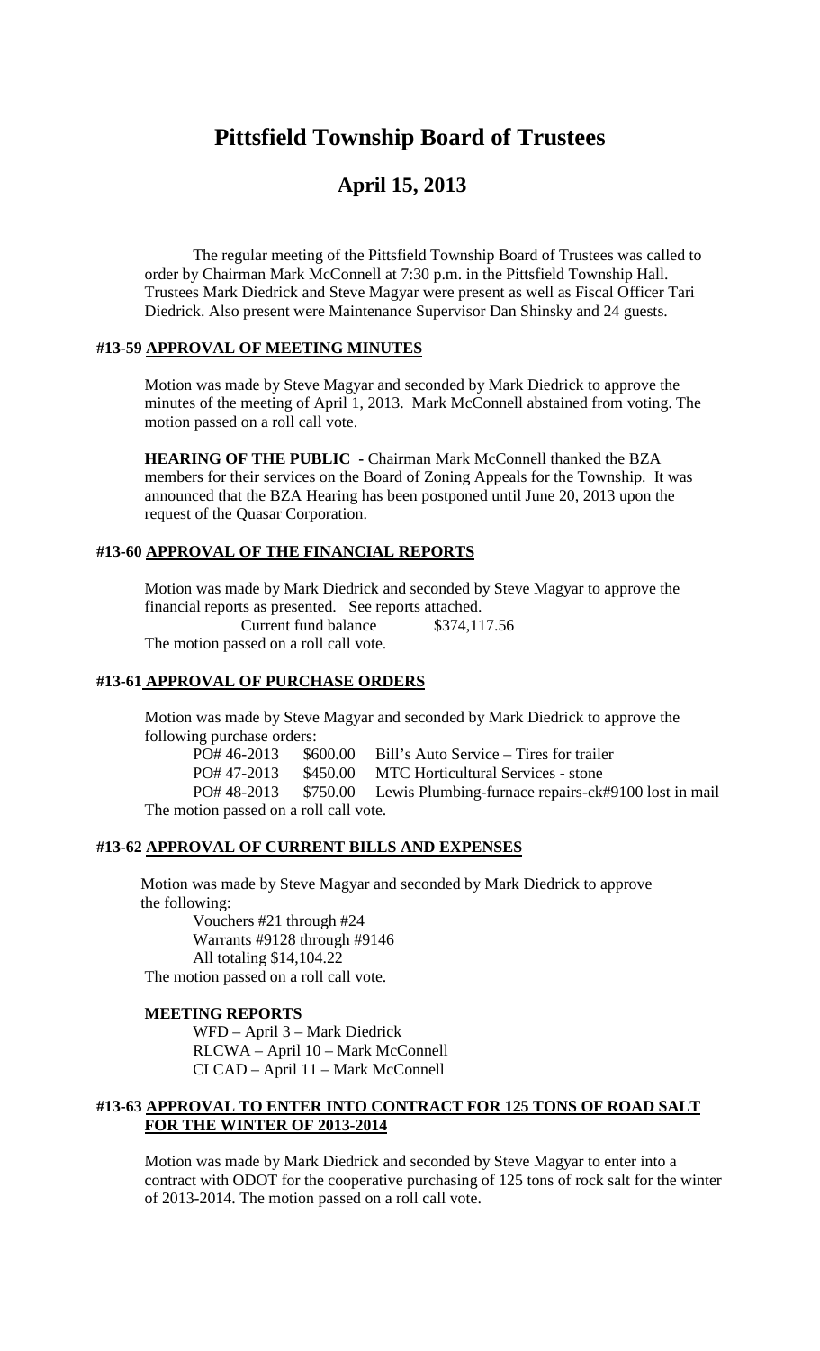# Pittsfield Township Board of Trustees

## April 15, 2013

The regular meeting of the Pittsfield Township Board of Trustees was called to order by Chairman Mark McConnell at 7:30 p.m. in the Pittsfield Township Hall. Trustees Mark Diedrick and Steve Magyar were present as well as Fiscal Officer Tari Diedrick. Also present were Maintenance Supervisor Dan Shinsky and 24 guests.

### #13-59 APPROVAL OF MEETING MINUTES

Motion was made by Steve Magyar and seconded by Mark Diedrick to approve the minutes of the meeting of April 1, 2013. Mark McConnell abstained from voting. The motion passed on a roll call vote.

**HEARING OF THE PUBLIC -** Chairman Mark McConnell thanked the BZA members for their services on the Board of Zoning Appeals for the Township. It was announced that the BZA Hearing has been postponed until June 20, 2013 upon the request of the Quasar Corporation.

### #13-60 APPROVAL OF THE FINANCIAL REPORTS

Motion was made by Mark Diedrick and seconded by Steve Magyar to approve the financial reports as presented. See reports attached.

Current fund balance $374,117.56

The motion passed on a roll call vote.

### #13-61 APPROVAL OF PURCHASE ORDERS

Motion was made by Steve Magyar and seconded by Mark Diedrick to approve the following purchase orders:

| | | |
|---|---|---|
| PO# 46-2013 | $600.00 | Bill's Auto Service – Tires for trailer |
| PO# 47-2013 | $450.00 | MTC Horticultural Services - stone |
| PO# 48-2013 | $750.00 | Lewis Plumbing-furnace repairs-ck#9100 lost in mail |

The motion passed on a roll call vote.

### #13-62 APPROVAL OF CURRENT BILLS AND EXPENSES

Motion was made by Steve Magyar and seconded by Mark Diedrick to approve the following:

Vouchers #21 through #24
Warrants #9128 through #9146
All totaling $14,104.22

The motion passed on a roll call vote.

**MEETING REPORTS**

WFD – April 3 – Mark Diedrick
RLCWA – April 10 – Mark McConnell
CLCAD – April 11 – Mark McConnell

### #13-63 APPROVAL TO ENTER INTO CONTRACT FOR 125 TONS OF ROAD SALT FOR THE WINTER OF 2013-2014

Motion was made by Mark Diedrick and seconded by Steve Magyar to enter into a contract with ODOT for the cooperative purchasing of 125 tons of rock salt for the winter of 2013-2014. The motion passed on a roll call vote.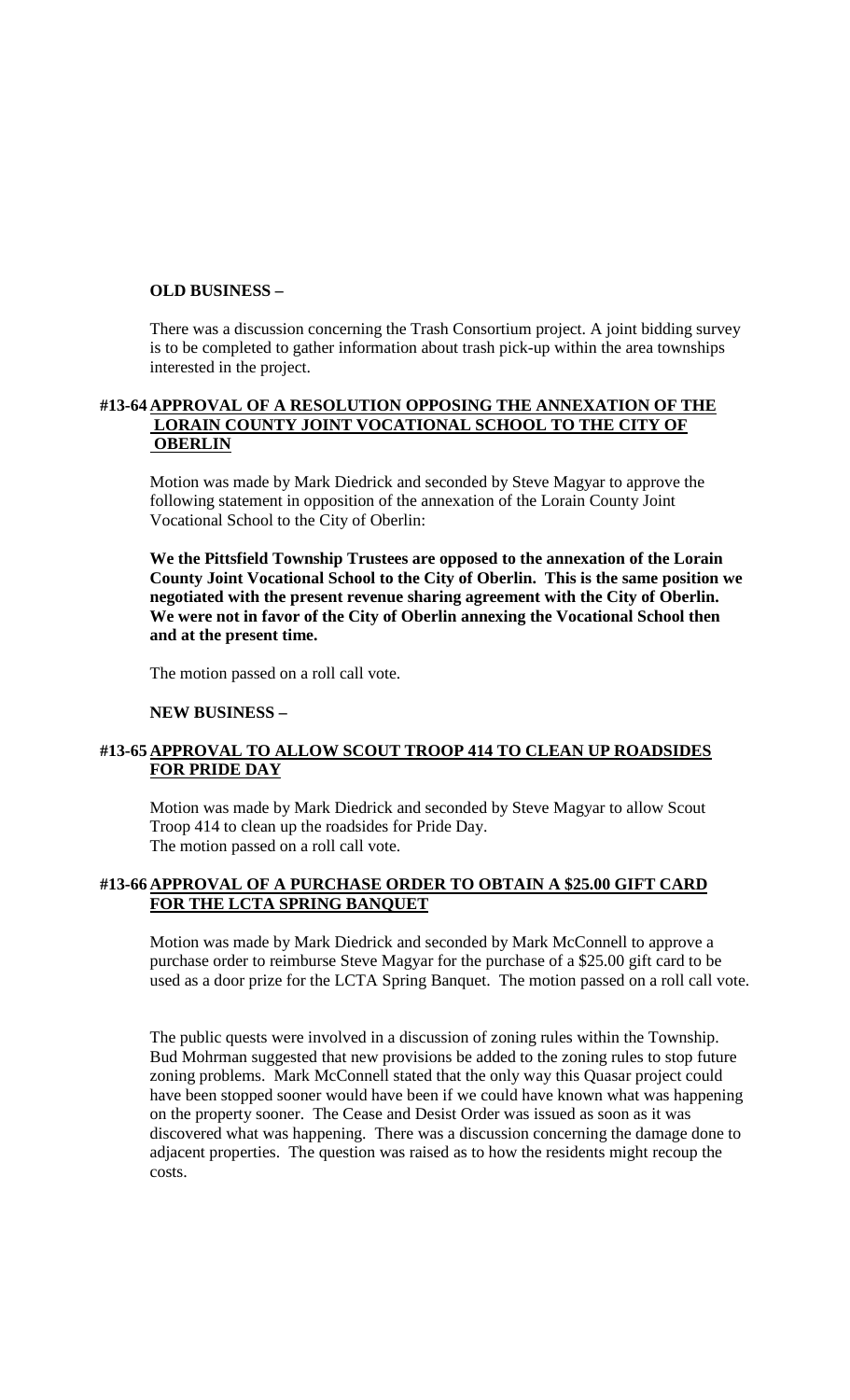**OLD BUSINESS –**

There was a discussion concerning the Trash Consortium project. A joint bidding survey is to be completed to gather information about trash pick-up within the area townships interested in the project.

**#13-64 APPROVAL OF A RESOLUTION OPPOSING THE ANNEXATION OF THE LORAIN COUNTY JOINT VOCATIONAL SCHOOL TO THE CITY OF OBERLIN**

Motion was made by Mark Diedrick and seconded by Steve Magyar to approve the following statement in opposition of the annexation of the Lorain County Joint Vocational School to the City of Oberlin:

**We the Pittsfield Township Trustees are opposed to the annexation of the Lorain County Joint Vocational School to the City of Oberlin. This is the same position we negotiated with the present revenue sharing agreement with the City of Oberlin. We were not in favor of the City of Oberlin annexing the Vocational School then and at the present time.**

The motion passed on a roll call vote.

**NEW BUSINESS –**

**#13-65 APPROVAL TO ALLOW SCOUT TROOP 414 TO CLEAN UP ROADSIDES FOR PRIDE DAY**

Motion was made by Mark Diedrick and seconded by Steve Magyar to allow Scout Troop 414 to clean up the roadsides for Pride Day.
The motion passed on a roll call vote.

**#13-66 APPROVAL OF A PURCHASE ORDER TO OBTAIN A $25.00 GIFT CARD FOR THE LCTA SPRING BANQUET**

Motion was made by Mark Diedrick and seconded by Mark McConnell to approve a purchase order to reimburse Steve Magyar for the purchase of a $25.00 gift card to be used as a door prize for the LCTA Spring Banquet. The motion passed on a roll call vote.

The public quests were involved in a discussion of zoning rules within the Township. Bud Mohrman suggested that new provisions be added to the zoning rules to stop future zoning problems. Mark McConnell stated that the only way this Quasar project could have been stopped sooner would have been if we could have known what was happening on the property sooner. The Cease and Desist Order was issued as soon as it was discovered what was happening. There was a discussion concerning the damage done to adjacent properties. The question was raised as to how the residents might recoup the costs.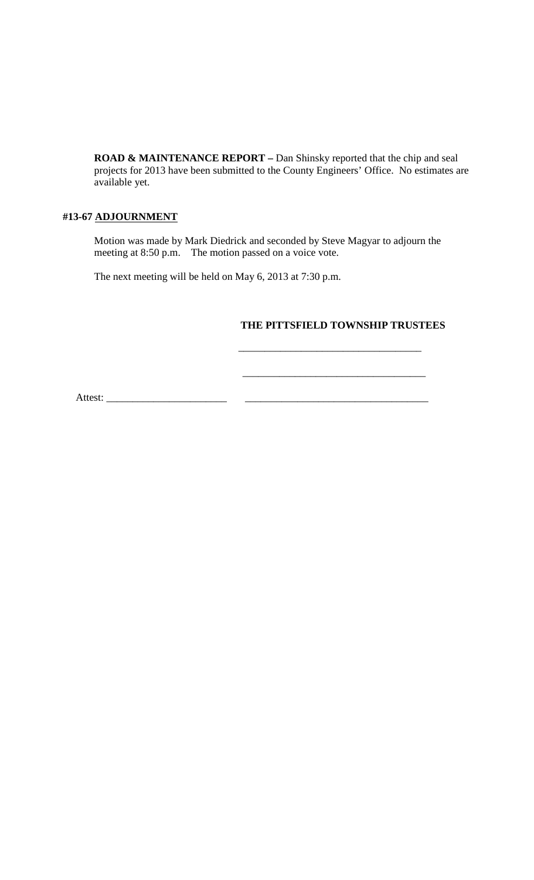**ROAD & MAINTENANCE REPORT –** Dan Shinsky reported that the chip and seal projects for 2013 have been submitted to the County Engineers' Office. No estimates are available yet.

**#13-67 ADJOURNMENT**

Motion was made by Mark Diedrick and seconded by Steve Magyar to adjourn the meeting at 8:50 p.m. The motion passed on a voice vote.

The next meeting will be held on May 6, 2013 at 7:30 p.m.

**THE PITTSFIELD TOWNSHIP TRUSTEES**

___________________________________

___________________________________

Attest: _______________________ ___________________________________